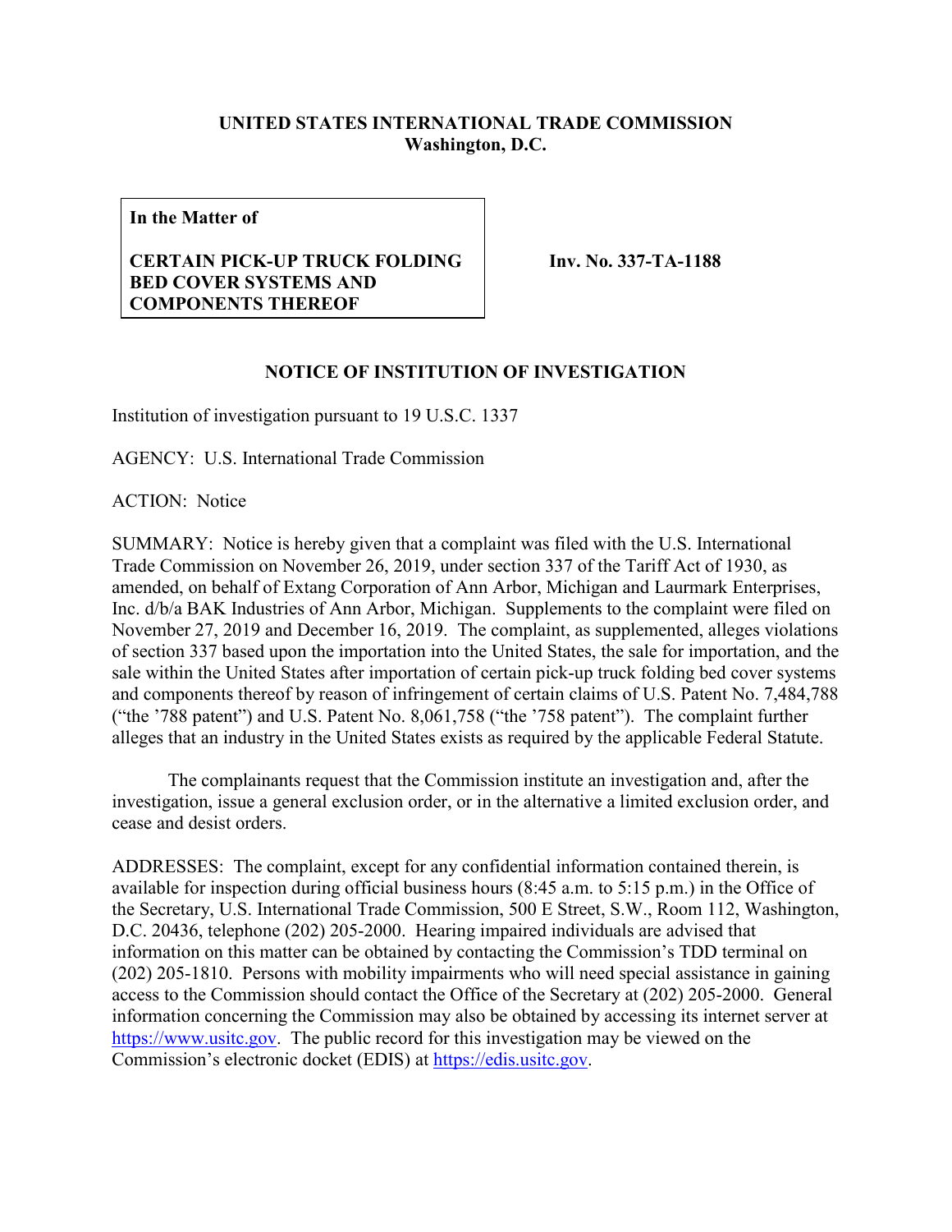**UNITED STATES INTERNATIONAL TRADE COMMISSION**
**Washington, D.C.**

| **In the Matter of** <br><br> **CERTAIN PICK-UP TRUCK FOLDING BED COVER SYSTEMS AND COMPONENTS THEREOF** | **Inv. No. 337-TA-1188** |
|---|---|

**NOTICE OF INSTITUTION OF INVESTIGATION**

Institution of investigation pursuant to 19 U.S.C. 1337

AGENCY: U.S. International Trade Commission

ACTION: Notice

SUMMARY: Notice is hereby given that a complaint was filed with the U.S. International Trade Commission on November 26, 2019, under section 337 of the Tariff Act of 1930, as amended, on behalf of Extang Corporation of Ann Arbor, Michigan and Laurmark Enterprises, Inc. d/b/a BAK Industries of Ann Arbor, Michigan. Supplements to the complaint were filed on November 27, 2019 and December 16, 2019. The complaint, as supplemented, alleges violations of section 337 based upon the importation into the United States, the sale for importation, and the sale within the United States after importation of certain pick-up truck folding bed cover systems and components thereof by reason of infringement of certain claims of U.S. Patent No. 7,484,788 ("the '788 patent") and U.S. Patent No. 8,061,758 ("the '758 patent"). The complaint further alleges that an industry in the United States exists as required by the applicable Federal Statute.

The complainants request that the Commission institute an investigation and, after the investigation, issue a general exclusion order, or in the alternative a limited exclusion order, and cease and desist orders.

ADDRESSES: The complaint, except for any confidential information contained therein, is available for inspection during official business hours (8:45 a.m. to 5:15 p.m.) in the Office of the Secretary, U.S. International Trade Commission, 500 E Street, S.W., Room 112, Washington, D.C. 20436, telephone (202) 205-2000. Hearing impaired individuals are advised that information on this matter can be obtained by contacting the Commission's TDD terminal on (202) 205-1810. Persons with mobility impairments who will need special assistance in gaining access to the Commission should contact the Office of the Secretary at (202) 205-2000. General information concerning the Commission may also be obtained by accessing its internet server at https://www.usitc.gov. The public record for this investigation may be viewed on the Commission's electronic docket (EDIS) at https://edis.usitc.gov.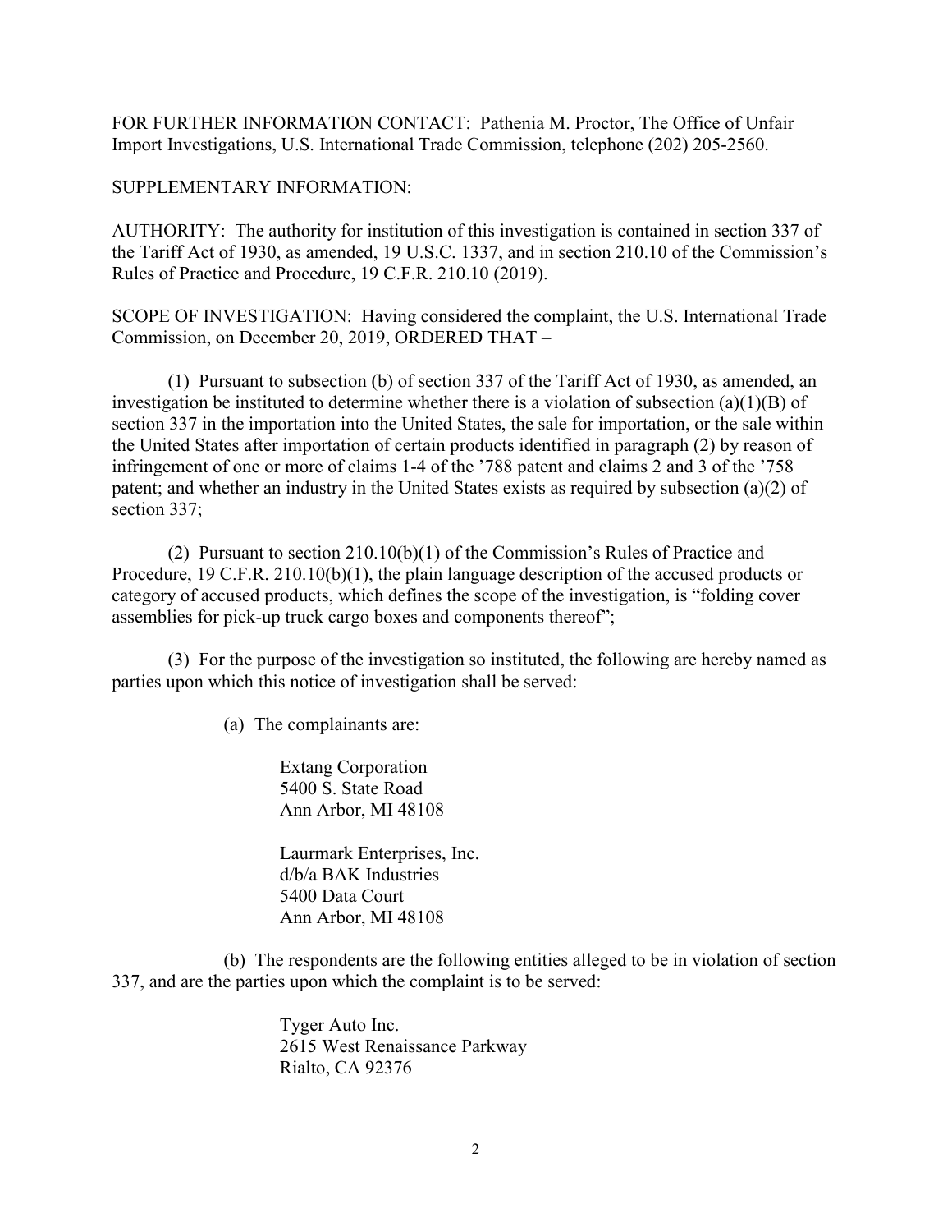FOR FURTHER INFORMATION CONTACT: Pathenia M. Proctor, The Office of Unfair Import Investigations, U.S. International Trade Commission, telephone (202) 205-2560.

SUPPLEMENTARY INFORMATION:

AUTHORITY: The authority for institution of this investigation is contained in section 337 of the Tariff Act of 1930, as amended, 19 U.S.C. 1337, and in section 210.10 of the Commission's Rules of Practice and Procedure, 19 C.F.R. 210.10 (2019).

SCOPE OF INVESTIGATION: Having considered the complaint, the U.S. International Trade Commission, on December 20, 2019, ORDERED THAT –

(1) Pursuant to subsection (b) of section 337 of the Tariff Act of 1930, as amended, an investigation be instituted to determine whether there is a violation of subsection (a)(1)(B) of section 337 in the importation into the United States, the sale for importation, or the sale within the United States after importation of certain products identified in paragraph (2) by reason of infringement of one or more of claims 1-4 of the '788 patent and claims 2 and 3 of the '758 patent; and whether an industry in the United States exists as required by subsection (a)(2) of section 337;

(2) Pursuant to section 210.10(b)(1) of the Commission's Rules of Practice and Procedure, 19 C.F.R. 210.10(b)(1), the plain language description of the accused products or category of accused products, which defines the scope of the investigation, is "folding cover assemblies for pick-up truck cargo boxes and components thereof";

(3) For the purpose of the investigation so instituted, the following are hereby named as parties upon which this notice of investigation shall be served:

(a) The complainants are:

Extang Corporation
5400 S. State Road
Ann Arbor, MI 48108

Laurmark Enterprises, Inc.
d/b/a BAK Industries
5400 Data Court
Ann Arbor, MI 48108

(b) The respondents are the following entities alleged to be in violation of section 337, and are the parties upon which the complaint is to be served:

Tyger Auto Inc.
2615 West Renaissance Parkway
Rialto, CA 92376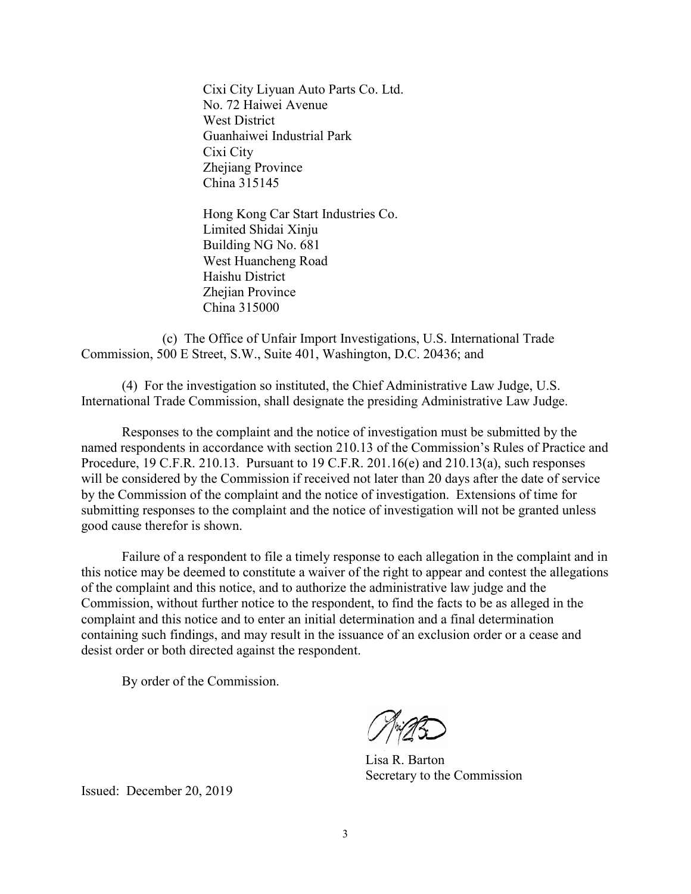Cixi City Liyuan Auto Parts Co. Ltd.
No. 72 Haiwei Avenue
West District
Guanhaiwei Industrial Park
Cixi City
Zhejiang Province
China 315145

Hong Kong Car Start Industries Co.
Limited Shidai Xinju
Building NG No. 681
West Huancheng Road
Haishu District
Zhejian Province
China 315000

(c) The Office of Unfair Import Investigations, U.S. International Trade Commission, 500 E Street, S.W., Suite 401, Washington, D.C. 20436; and

(4) For the investigation so instituted, the Chief Administrative Law Judge, U.S. International Trade Commission, shall designate the presiding Administrative Law Judge.

Responses to the complaint and the notice of investigation must be submitted by the named respondents in accordance with section 210.13 of the Commission's Rules of Practice and Procedure, 19 C.F.R. 210.13. Pursuant to 19 C.F.R. 201.16(e) and 210.13(a), such responses will be considered by the Commission if received not later than 20 days after the date of service by the Commission of the complaint and the notice of investigation. Extensions of time for submitting responses to the complaint and the notice of investigation will not be granted unless good cause therefor is shown.

Failure of a respondent to file a timely response to each allegation in the complaint and in this notice may be deemed to constitute a waiver of the right to appear and contest the allegations of the complaint and this notice, and to authorize the administrative law judge and the Commission, without further notice to the respondent, to find the facts to be as alleged in the complaint and this notice and to enter an initial determination and a final determination containing such findings, and may result in the issuance of an exclusion order or a cease and desist order or both directed against the respondent.

By order of the Commission.

Lisa R. Barton
Secretary to the Commission

Issued: December 20, 2019